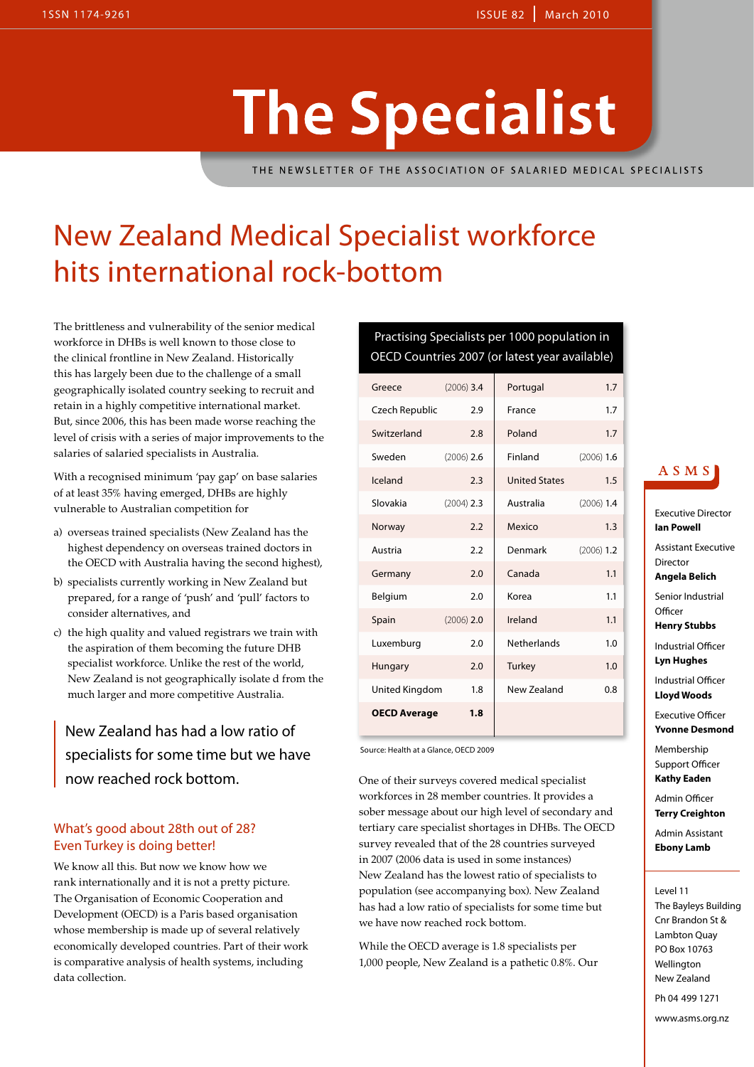# The Specialist

THE NEWSLETTER OF THE ASSOCIATION OF SALARIED MEDICAL SPECIALISTS

## New Zealand Medical Specialist workforce hits international rock-bottom

The brittleness and vulnerability of the senior medical workforce in DHBs is well known to those close to the clinical frontline in New Zealand. Historically this has largely been due to the challenge of a small geographically isolated country seeking to recruit and retain in a highly competitive international market. But, since 2006, this has been made worse reaching the level of crisis with a series of major improvements to the salaries of salaried specialists in Australia.

With a recognised minimum 'pay gap' on base salaries of at least 35% having emerged, DHBs are highly vulnerable to Australian competition for

a) overseas trained specialists (New Zealand has the highest dependency on overseas trained doctors in the OECD with Australia having the second highest),

b) specialists currently working in New Zealand but prepared, for a range of 'push' and 'pull' factors to consider alternatives, and

c) the high quality and valued registrars we train with the aspiration of them becoming the future DHB specialist workforce. Unlike the rest of the world, New Zealand is not geographically isolate d from the much larger and more competitive Australia.

> New Zealand has had a low ratio of specialists for some time but we have now reached rock bottom.

### What's good about 28th out of 28? Even Turkey is doing better!

We know all this. But now we know how we rank internationally and it is not a pretty picture. The Organisation of Economic Cooperation and Development (OECD) is a Paris based organisation whose membership is made up of several relatively economically developed countries. Part of their work is comparative analysis of health systems, including data collection.

**Practising Specialists per 1000 population in OECD Countries 2007 (or latest year available)**

| Country | Ratio | Country | Ratio |
|---|---|---|---|
| Greece | (2006) 3.4 | Portugal | 1.7 |
| Czech Republic | 2.9 | France | 1.7 |
| Switzerland | 2.8 | Poland | 1.7 |
| Sweden | (2006) 2.6 | Finland | (2006) 1.6 |
| Iceland | 2.3 | United States | 1.5 |
| Slovakia | (2004) 2.3 | Australia | (2006) 1.4 |
| Norway | 2.2 | Mexico | 1.3 |
| Austria | 2.2 | Denmark | (2006) 1.2 |
| Germany | 2.0 | Canada | 1.1 |
| Belgium | 2.0 | Korea | 1.1 |
| Spain | (2006) 2.0 | Ireland | 1.1 |
| Luxemburg | 2.0 | Netherlands | 1.0 |
| Hungary | 2.0 | Turkey | 1.0 |
| United Kingdom | 1.8 | New Zealand | 0.8 |
| **OECD Average** | **1.8** | | |

Source: Health at a Glance, OECD 2009

One of their surveys covered medical specialist workforces in 28 member countries. It provides a sober message about our high level of secondary and tertiary care specialist shortages in DHBs. The OECD survey revealed that of the 28 countries surveyed in 2007 (2006 data is used in some instances) New Zealand has the lowest ratio of specialists to population (see accompanying box). New Zealand has had a low ratio of specialists for some time but we have now reached rock bottom.

While the OECD average is 1.8 specialists per 1,000 people, New Zealand is a pathetic 0.8%. Our

---

**ASMS**

Executive Director
**Ian Powell**

Assistant Executive Director
**Angela Belich**

Senior Industrial Officer
**Henry Stubbs**

Industrial Officer
**Lyn Hughes**

Industrial Officer
**Lloyd Woods**

Executive Officer
**Yvonne Desmond**

Membership Support Officer
**Kathy Eaden**

Admin Officer
**Terry Creighton**

Admin Assistant
**Ebony Lamb**

Level 11
The Bayleys Building
Cnr Brandon St &
Lambton Quay
PO Box 10763
Wellington
New Zealand

Ph 04 499 1271

www.asms.org.nz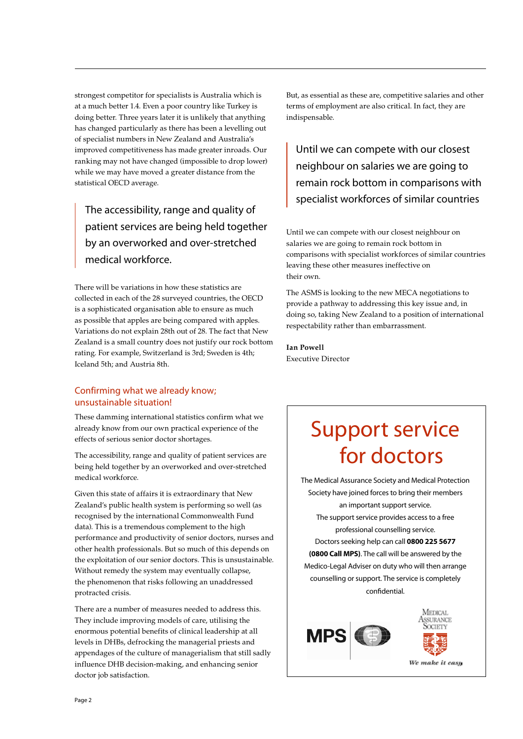strongest competitor for specialists is Australia which is at a much better 1.4. Even a poor country like Turkey is doing better. Three years later it is unlikely that anything has changed particularly as there has been a levelling out of specialist numbers in New Zealand and Australia's improved competitiveness has made greater inroads. Our ranking may not have changed (impossible to drop lower) while we may have moved a greater distance from the statistical OECD average.

> The accessibility, range and quality of patient services are being held together by an overworked and over-stretched medical workforce.

There will be variations in how these statistics are collected in each of the 28 surveyed countries, the OECD is a sophisticated organisation able to ensure as much as possible that apples are being compared with apples. Variations do not explain 28th out of 28. The fact that New Zealand is a small country does not justify our rock bottom rating. For example, Switzerland is 3rd; Sweden is 4th; Iceland 5th; and Austria 8th.

## Confirming what we already know; unsustainable situation!

These damning international statistics confirm what we already know from our own practical experience of the effects of serious senior doctor shortages.

The accessibility, range and quality of patient services are being held together by an overworked and over-stretched medical workforce.

Given this state of affairs it is extraordinary that New Zealand's public health system is performing so well (as recognised by the international Commonwealth Fund data). This is a tremendous complement to the high performance and productivity of senior doctors, nurses and other health professionals. But so much of this depends on the exploitation of our senior doctors. This is unsustainable. Without remedy the system may eventually collapse, the phenomenon that risks following an unaddressed protracted crisis.

There are a number of measures needed to address this. They include improving models of care, utilising the enormous potential benefits of clinical leadership at all levels in DHBs, defrocking the managerial priests and appendages of the culture of managerialism that still sadly influence DHB decision-making, and enhancing senior doctor job satisfaction.

But, as essential as these are, competitive salaries and other terms of employment are also critical. In fact, they are indispensable.

> Until we can compete with our closest neighbour on salaries we are going to remain rock bottom in comparisons with specialist workforces of similar countries

Until we can compete with our closest neighbour on salaries we are going to remain rock bottom in comparisons with specialist workforces of similar countries leaving these other measures ineffective on their own.

The ASMS is looking to the new MECA negotiations to provide a pathway to addressing this key issue and, in doing so, taking New Zealand to a position of international respectability rather than embarrassment.

**Ian Powell**
Executive Director

---

# Support service for doctors

The Medical Assurance Society and Medical Protection Society have joined forces to bring their members an important support service.

The support service provides access to a free professional counselling service.

Doctors seeking help can call **0800 225 5677 (0800 Call MPS)**. The call will be answered by the Medico-Legal Adviser on duty who will then arrange counselling or support. The service is completely confidential.

MPS

Medical Assurance Society

*We make it easy*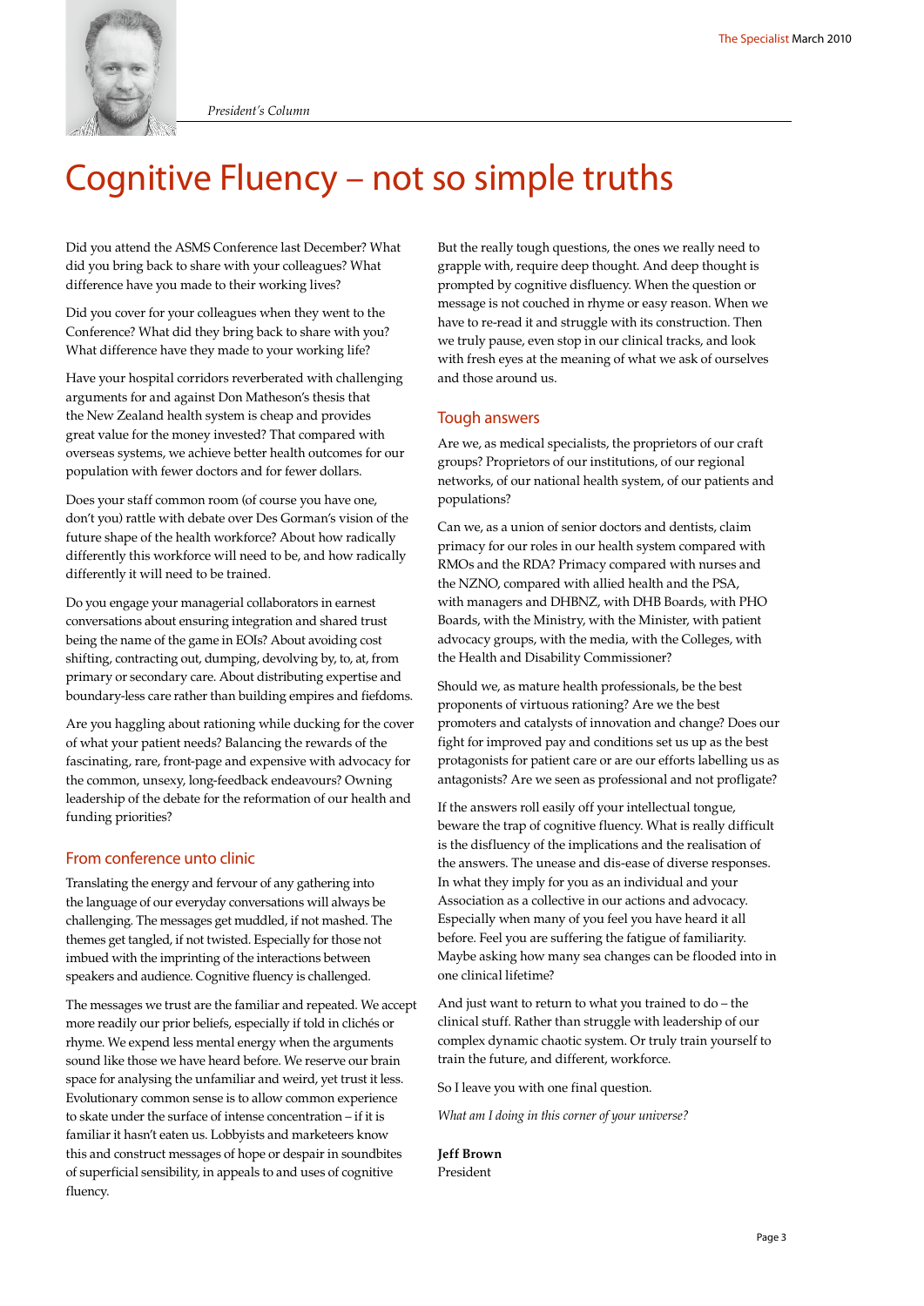*President's Column*

# Cognitive Fluency – not so simple truths

Did you attend the ASMS Conference last December? What did you bring back to share with your colleagues? What difference have you made to their working lives?

Did you cover for your colleagues when they went to the Conference? What did they bring back to share with you? What difference have they made to your working life?

Have your hospital corridors reverberated with challenging arguments for and against Don Matheson's thesis that the New Zealand health system is cheap and provides great value for the money invested? That compared with overseas systems, we achieve better health outcomes for our population with fewer doctors and for fewer dollars.

Does your staff common room (of course you have one, don't you) rattle with debate over Des Gorman's vision of the future shape of the health workforce? About how radically differently this workforce will need to be, and how radically differently it will need to be trained.

Do you engage your managerial collaborators in earnest conversations about ensuring integration and shared trust being the name of the game in EOIs? About avoiding cost shifting, contracting out, dumping, devolving by, to, at, from primary or secondary care. About distributing expertise and boundary-less care rather than building empires and fiefdoms.

Are you haggling about rationing while ducking for the cover of what your patient needs? Balancing the rewards of the fascinating, rare, front-page and expensive with advocacy for the common, unsexy, long-feedback endeavours? Owning leadership of the debate for the reformation of our health and funding priorities?

## From conference unto clinic

Translating the energy and fervour of any gathering into the language of our everyday conversations will always be challenging. The messages get muddled, if not mashed. The themes get tangled, if not twisted. Especially for those not imbued with the imprinting of the interactions between speakers and audience. Cognitive fluency is challenged.

The messages we trust are the familiar and repeated. We accept more readily our prior beliefs, especially if told in clichés or rhyme. We expend less mental energy when the arguments sound like those we have heard before. We reserve our brain space for analysing the unfamiliar and weird, yet trust it less. Evolutionary common sense is to allow common experience to skate under the surface of intense concentration – if it is familiar it hasn't eaten us. Lobbyists and marketeers know this and construct messages of hope or despair in soundbites of superficial sensibility, in appeals to and uses of cognitive fluency.

But the really tough questions, the ones we really need to grapple with, require deep thought. And deep thought is prompted by cognitive disfluency. When the question or message is not couched in rhyme or easy reason. When we have to re-read it and struggle with its construction. Then we truly pause, even stop in our clinical tracks, and look with fresh eyes at the meaning of what we ask of ourselves and those around us.

## Tough answers

Are we, as medical specialists, the proprietors of our craft groups? Proprietors of our institutions, of our regional networks, of our national health system, of our patients and populations?

Can we, as a union of senior doctors and dentists, claim primacy for our roles in our health system compared with RMOs and the RDA? Primacy compared with nurses and the NZNO, compared with allied health and the PSA, with managers and DHBNZ, with DHB Boards, with PHO Boards, with the Ministry, with the Minister, with patient advocacy groups, with the media, with the Colleges, with the Health and Disability Commissioner?

Should we, as mature health professionals, be the best proponents of virtuous rationing? Are we the best promoters and catalysts of innovation and change? Does our fight for improved pay and conditions set us up as the best protagonists for patient care or are our efforts labelling us as antagonists? Are we seen as professional and not profligate?

If the answers roll easily off your intellectual tongue, beware the trap of cognitive fluency. What is really difficult is the disfluency of the implications and the realisation of the answers. The unease and dis-ease of diverse responses. In what they imply for you as an individual and your Association as a collective in our actions and advocacy. Especially when many of you feel you have heard it all before. Feel you are suffering the fatigue of familiarity. Maybe asking how many sea changes can be flooded into in one clinical lifetime?

And just want to return to what you trained to do – the clinical stuff. Rather than struggle with leadership of our complex dynamic chaotic system. Or truly train yourself to train the future, and different, workforce.

So I leave you with one final question.

*What am I doing in this corner of your universe?*

**Jeff Brown**
President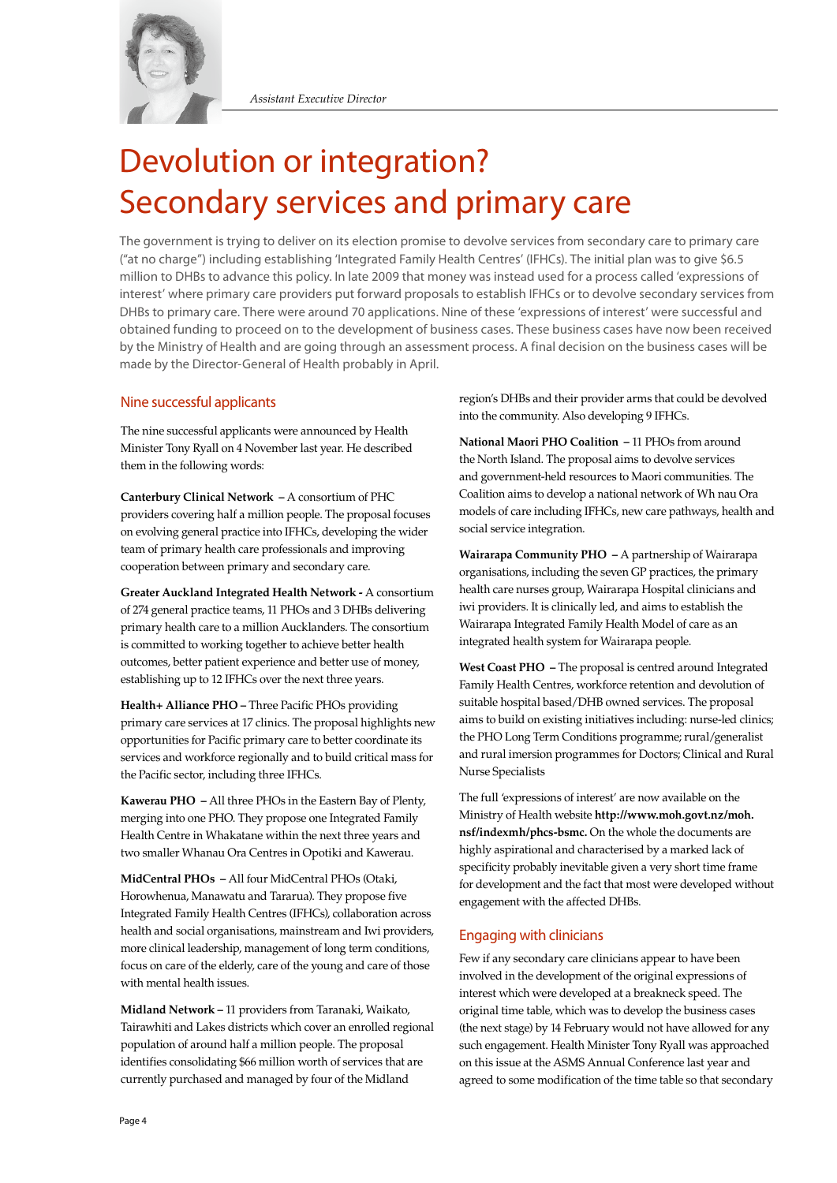*Assistant Executive Director*

# Devolution or integration? Secondary services and primary care

The government is trying to deliver on its election promise to devolve services from secondary care to primary care ("at no charge") including establishing 'Integrated Family Health Centres' (IFHCs). The initial plan was to give $6.5 million to DHBs to advance this policy. In late 2009 that money was instead used for a process called 'expressions of interest' where primary care providers put forward proposals to establish IFHCs or to devolve secondary services from DHBs to primary care. There were around 70 applications. Nine of these 'expressions of interest' were successful and obtained funding to proceed on to the development of business cases. These business cases have now been received by the Ministry of Health and are going through an assessment process. A final decision on the business cases will be made by the Director-General of Health probably in April.

## Nine successful applicants

The nine successful applicants were announced by Health Minister Tony Ryall on 4 November last year. He described them in the following words:

**Canterbury Clinical Network –** A consortium of PHC providers covering half a million people. The proposal focuses on evolving general practice into IFHCs, developing the wider team of primary health care professionals and improving cooperation between primary and secondary care.

**Greater Auckland Integrated Health Network -** A consortium of 274 general practice teams, 11 PHOs and 3 DHBs delivering primary health care to a million Aucklanders. The consortium is committed to working together to achieve better health outcomes, better patient experience and better use of money, establishing up to 12 IFHCs over the next three years.

**Health+ Alliance PHO –** Three Pacific PHOs providing primary care services at 17 clinics. The proposal highlights new opportunities for Pacific primary care to better coordinate its services and workforce regionally and to build critical mass for the Pacific sector, including three IFHCs.

**Kawerau PHO –** All three PHOs in the Eastern Bay of Plenty, merging into one PHO. They propose one Integrated Family Health Centre in Whakatane within the next three years and two smaller Whanau Ora Centres in Opotiki and Kawerau.

**MidCentral PHOs –** All four MidCentral PHOs (Otaki, Horowhenua, Manawatu and Tararua). They propose five Integrated Family Health Centres (IFHCs), collaboration across health and social organisations, mainstream and Iwi providers, more clinical leadership, management of long term conditions, focus on care of the elderly, care of the young and care of those with mental health issues.

**Midland Network –** 11 providers from Taranaki, Waikato, Tairawhiti and Lakes districts which cover an enrolled regional population of around half a million people. The proposal identifies consolidating $66 million worth of services that are currently purchased and managed by four of the Midland region's DHBs and their provider arms that could be devolved into the community. Also developing 9 IFHCs.

**National Maori PHO Coalition –** 11 PHOs from around the North Island. The proposal aims to devolve services and government-held resources to Maori communities. The Coalition aims to develop a national network of Wh nau Ora models of care including IFHCs, new care pathways, health and social service integration.

**Wairarapa Community PHO –** A partnership of Wairarapa organisations, including the seven GP practices, the primary health care nurses group, Wairarapa Hospital clinicians and iwi providers. It is clinically led, and aims to establish the Wairarapa Integrated Family Health Model of care as an integrated health system for Wairarapa people.

**West Coast PHO –** The proposal is centred around Integrated Family Health Centres, workforce retention and devolution of suitable hospital based/DHB owned services. The proposal aims to build on existing initiatives including: nurse-led clinics; the PHO Long Term Conditions programme; rural/generalist and rural imersion programmes for Doctors; Clinical and Rural Nurse Specialists

The full 'expressions of interest' are now available on the Ministry of Health website **http://www.moh.govt.nz/moh.nsf/indexmh/phcs-bsmc.** On the whole the documents are highly aspirational and characterised by a marked lack of specificity probably inevitable given a very short time frame for development and the fact that most were developed without engagement with the affected DHBs.

## Engaging with clinicians

Few if any secondary care clinicians appear to have been involved in the development of the original expressions of interest which were developed at a breakneck speed. The original time table, which was to develop the business cases (the next stage) by 14 February would not have allowed for any such engagement. Health Minister Tony Ryall was approached on this issue at the ASMS Annual Conference last year and agreed to some modification of the time table so that secondary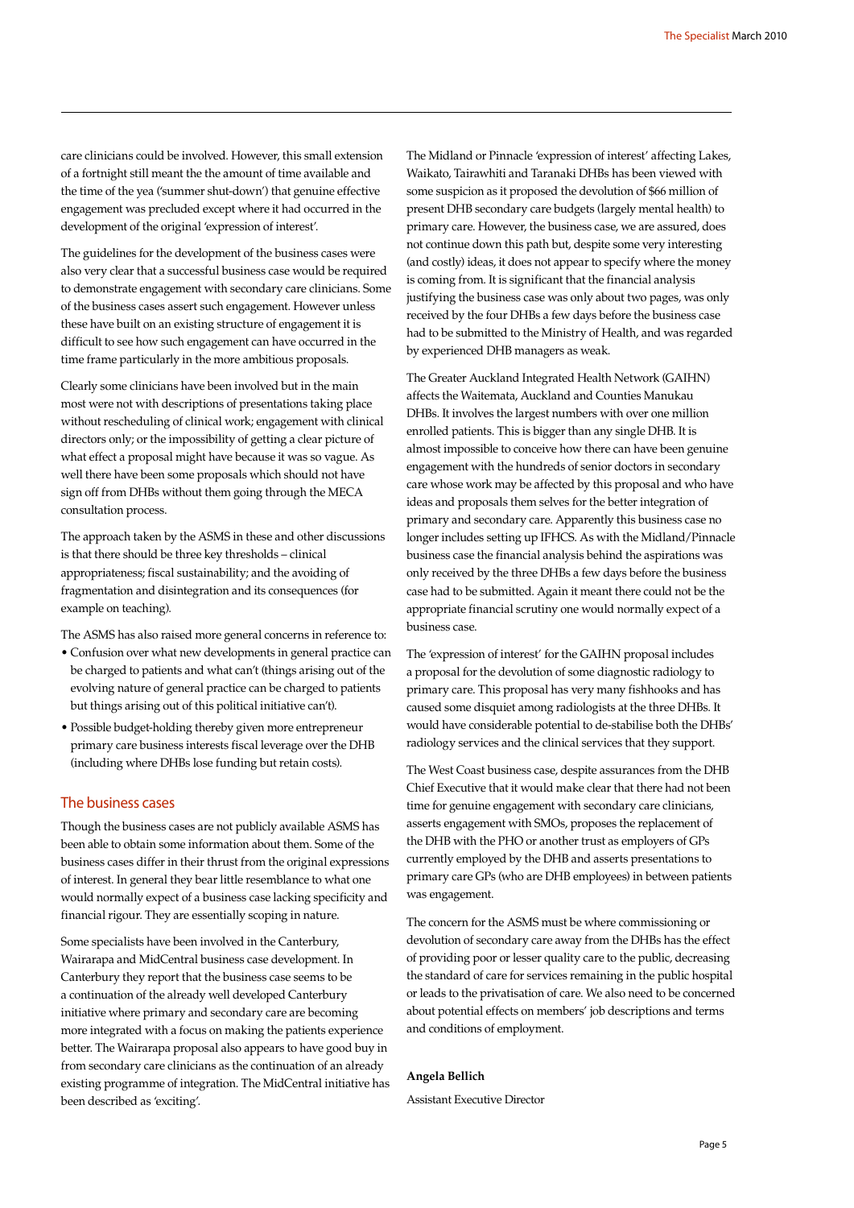care clinicians could be involved. However, this small extension of a fortnight still meant the the amount of time available and the time of the yea ('summer shut-down') that genuine effective engagement was precluded except where it had occurred in the development of the original 'expression of interest'.

The guidelines for the development of the business cases were also very clear that a successful business case would be required to demonstrate engagement with secondary care clinicians. Some of the business cases assert such engagement. However unless these have built on an existing structure of engagement it is difficult to see how such engagement can have occurred in the time frame particularly in the more ambitious proposals.

Clearly some clinicians have been involved but in the main most were not with descriptions of presentations taking place without rescheduling of clinical work; engagement with clinical directors only; or the impossibility of getting a clear picture of what effect a proposal might have because it was so vague. As well there have been some proposals which should not have sign off from DHBs without them going through the MECA consultation process.

The approach taken by the ASMS in these and other discussions is that there should be three key thresholds – clinical appropriateness; fiscal sustainability; and the avoiding of fragmentation and disintegration and its consequences (for example on teaching).

The ASMS has also raised more general concerns in reference to:

- Confusion over what new developments in general practice can be charged to patients and what can't (things arising out of the evolving nature of general practice can be charged to patients but things arising out of this political initiative can't).
- Possible budget-holding thereby given more entrepreneur primary care business interests fiscal leverage over the DHB (including where DHBs lose funding but retain costs).

## The business cases

Though the business cases are not publicly available ASMS has been able to obtain some information about them. Some of the business cases differ in their thrust from the original expressions of interest. In general they bear little resemblance to what one would normally expect of a business case lacking specificity and financial rigour. They are essentially scoping in nature.

Some specialists have been involved in the Canterbury, Wairarapa and MidCentral business case development. In Canterbury they report that the business case seems to be a continuation of the already well developed Canterbury initiative where primary and secondary care are becoming more integrated with a focus on making the patients experience better. The Wairarapa proposal also appears to have good buy in from secondary care clinicians as the continuation of an already existing programme of integration. The MidCentral initiative has been described as 'exciting'.

The Midland or Pinnacle 'expression of interest' affecting Lakes, Waikato, Tairawhiti and Taranaki DHBs has been viewed with some suspicion as it proposed the devolution of $66 million of present DHB secondary care budgets (largely mental health) to primary care. However, the business case, we are assured, does not continue down this path but, despite some very interesting (and costly) ideas, it does not appear to specify where the money is coming from. It is significant that the financial analysis justifying the business case was only about two pages, was only received by the four DHBs a few days before the business case had to be submitted to the Ministry of Health, and was regarded by experienced DHB managers as weak.

The Greater Auckland Integrated Health Network (GAIHN) affects the Waitemata, Auckland and Counties Manukau DHBs. It involves the largest numbers with over one million enrolled patients. This is bigger than any single DHB. It is almost impossible to conceive how there can have been genuine engagement with the hundreds of senior doctors in secondary care whose work may be affected by this proposal and who have ideas and proposals them selves for the better integration of primary and secondary care. Apparently this business case no longer includes setting up IFHCS. As with the Midland/Pinnacle business case the financial analysis behind the aspirations was only received by the three DHBs a few days before the business case had to be submitted. Again it meant there could not be the appropriate financial scrutiny one would normally expect of a business case.

The 'expression of interest' for the GAIHN proposal includes a proposal for the devolution of some diagnostic radiology to primary care. This proposal has very many fishhooks and has caused some disquiet among radiologists at the three DHBs. It would have considerable potential to de-stabilise both the DHBs' radiology services and the clinical services that they support.

The West Coast business case, despite assurances from the DHB Chief Executive that it would make clear that there had not been time for genuine engagement with secondary care clinicians, asserts engagement with SMOs, proposes the replacement of the DHB with the PHO or another trust as employers of GPs currently employed by the DHB and asserts presentations to primary care GPs (who are DHB employees) in between patients was engagement.

The concern for the ASMS must be where commissioning or devolution of secondary care away from the DHBs has the effect of providing poor or lesser quality care to the public, decreasing the standard of care for services remaining in the public hospital or leads to the privatisation of care. We also need to be concerned about potential effects on members' job descriptions and terms and conditions of employment.

**Angela Bellich**

Assistant Executive Director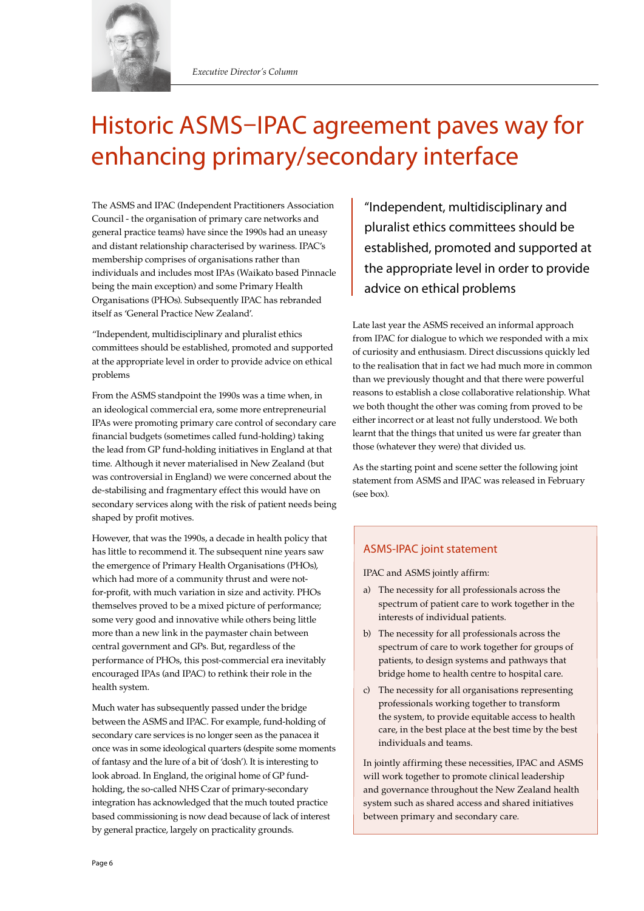*Executive Director's Column*

# Historic ASMS–IPAC agreement paves way for enhancing primary/secondary interface

The ASMS and IPAC (Independent Practitioners Association Council - the organisation of primary care networks and general practice teams) have since the 1990s had an uneasy and distant relationship characterised by wariness. IPAC's membership comprises of organisations rather than individuals and includes most IPAs (Waikato based Pinnacle being the main exception) and some Primary Health Organisations (PHOs). Subsequently IPAC has rebranded itself as 'General Practice New Zealand'.

"Independent, multidisciplinary and pluralist ethics committees should be established, promoted and supported at the appropriate level in order to provide advice on ethical problems

From the ASMS standpoint the 1990s was a time when, in an ideological commercial era, some more entrepreneurial IPAs were promoting primary care control of secondary care financial budgets (sometimes called fund-holding) taking the lead from GP fund-holding initiatives in England at that time. Although it never materialised in New Zealand (but was controversial in England) we were concerned about the de-stabilising and fragmentary effect this would have on secondary services along with the risk of patient needs being shaped by profit motives.

However, that was the 1990s, a decade in health policy that has little to recommend it. The subsequent nine years saw the emergence of Primary Health Organisations (PHOs), which had more of a community thrust and were not-for-profit, with much variation in size and activity. PHOs themselves proved to be a mixed picture of performance; some very good and innovative while others being little more than a new link in the paymaster chain between central government and GPs. But, regardless of the performance of PHOs, this post-commercial era inevitably encouraged IPAs (and IPAC) to rethink their role in the health system.

Much water has subsequently passed under the bridge between the ASMS and IPAC. For example, fund-holding of secondary care services is no longer seen as the panacea it once was in some ideological quarters (despite some moments of fantasy and the lure of a bit of 'dosh'). It is interesting to look abroad. In England, the original home of GP fund-holding, the so-called NHS Czar of primary-secondary integration has acknowledged that the much touted practice based commissioning is now dead because of lack of interest by general practice, largely on practicality grounds.

Late last year the ASMS received an informal approach from IPAC for dialogue to which we responded with a mix of curiosity and enthusiasm. Direct discussions quickly led to the realisation that in fact we had much more in common than we previously thought and that there were powerful reasons to establish a close collaborative relationship. What we both thought the other was coming from proved to be either incorrect or at least not fully understood. We both learnt that the things that united us were far greater than those (whatever they were) that divided us.

As the starting point and scene setter the following joint statement from ASMS and IPAC was released in February (see box).

## ASMS-IPAC joint statement

IPAC and ASMS jointly affirm:

a) The necessity for all professionals across the spectrum of patient care to work together in the interests of individual patients.

b) The necessity for all professionals across the spectrum of care to work together for groups of patients, to design systems and pathways that bridge home to health centre to hospital care.

c) The necessity for all organisations representing professionals working together to transform the system, to provide equitable access to health care, in the best place at the best time by the best individuals and teams.

In jointly affirming these necessities, IPAC and ASMS will work together to promote clinical leadership and governance throughout the New Zealand health system such as shared access and shared initiatives between primary and secondary care.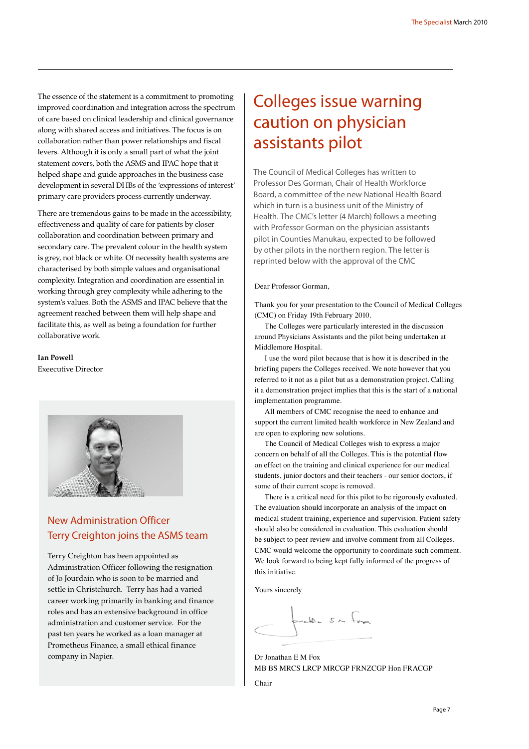The essence of the statement is a commitment to promoting improved coordination and integration across the spectrum of care based on clinical leadership and clinical governance along with shared access and initiatives. The focus is on collaboration rather than power relationships and fiscal levers. Although it is only a small part of what the joint statement covers, both the ASMS and IPAC hope that it helped shape and guide approaches in the business case development in several DHBs of the 'expressions of interest' primary care providers process currently underway.

There are tremendous gains to be made in the accessibility, effectiveness and quality of care for patients by closer collaboration and coordination between primary and secondary care. The prevalent colour in the health system is grey, not black or white. Of necessity health systems are characterised by both simple values and organisational complexity. Integration and coordination are essential in working through grey complexity while adhering to the system's values. Both the ASMS and IPAC believe that the agreement reached between them will help shape and facilitate this, as well as being a foundation for further collaborative work.

**Ian Powell**
Exeecutive Director

## New Administration Officer Terry Creighton joins the ASMS team

Terry Creighton has been appointed as Administration Officer following the resignation of Jo Jourdain who is soon to be married and settle in Christchurch. Terry has had a varied career working primarily in banking and finance roles and has an extensive background in office administration and customer service. For the past ten years he worked as a loan manager at Prometheus Finance, a small ethical finance company in Napier.

# Colleges issue warning caution on physician assistants pilot

The Council of Medical Colleges has written to Professor Des Gorman, Chair of Health Workforce Board, a committee of the new National Health Board which in turn is a business unit of the Ministry of Health. The CMC's letter (4 March) follows a meeting with Professor Gorman on the physician assistants pilot in Counties Manukau, expected to be followed by other pilots in the northern region. The letter is reprinted below with the approval of the CMC

Dear Professor Gorman,

Thank you for your presentation to the Council of Medical Colleges (CMC) on Friday 19th February 2010.

The Colleges were particularly interested in the discussion around Physicians Assistants and the pilot being undertaken at Middlemore Hospital.

I use the word pilot because that is how it is described in the briefing papers the Colleges received. We note however that you referred to it not as a pilot but as a demonstration project. Calling it a demonstration project implies that this is the start of a national implementation programme.

All members of CMC recognise the need to enhance and support the current limited health workforce in New Zealand and are open to exploring new solutions.

The Council of Medical Colleges wish to express a major concern on behalf of all the Colleges. This is the potential flow on effect on the training and clinical experience for our medical students, junior doctors and their teachers - our senior doctors, if some of their current scope is removed.

There is a critical need for this pilot to be rigorously evaluated. The evaluation should incorporate an analysis of the impact on medical student training, experience and supervision. Patient safety should also be considered in evaluation. This evaluation should be subject to peer review and involve comment from all Colleges. CMC would welcome the opportunity to coordinate such comment. We look forward to being kept fully informed of the progress of this initiative.

Yours sincerely

Dr Jonathan E M Fox
MB BS MRCS LRCP MRCGP FRNZCGP Hon FRACGP

Chair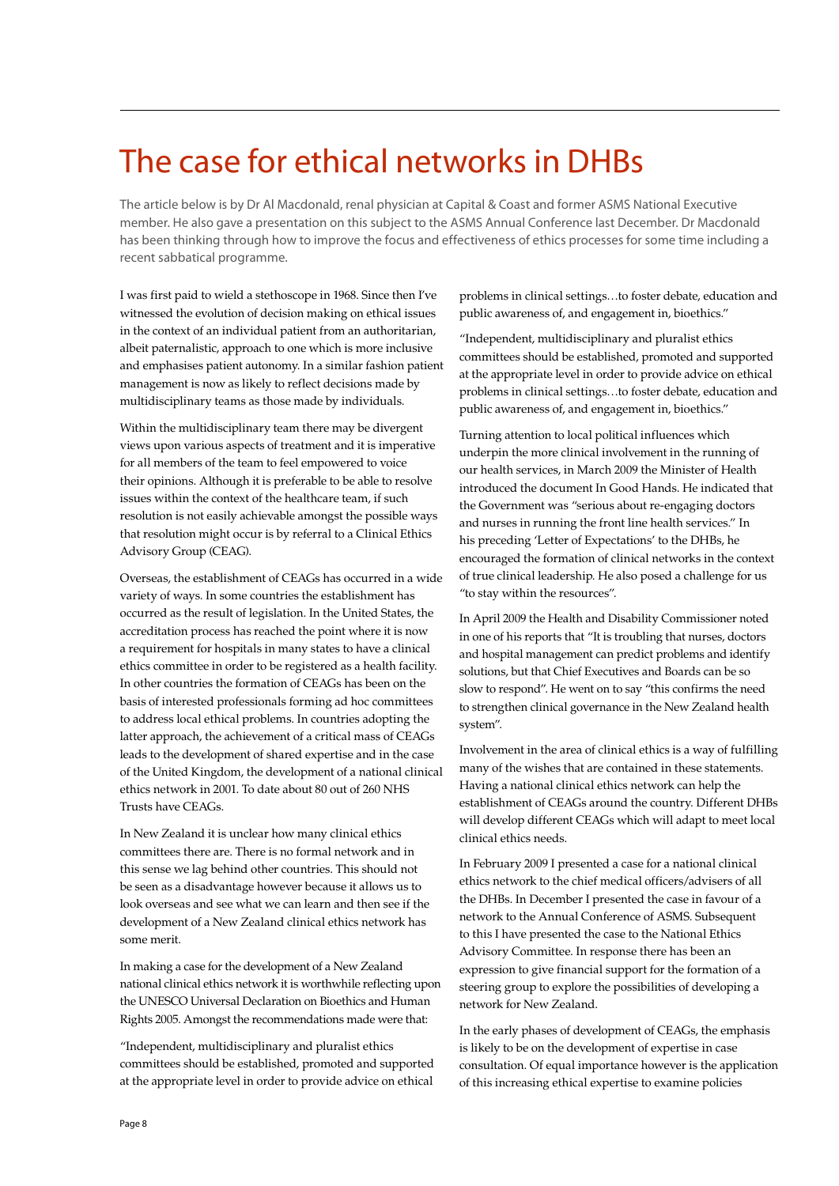# The case for ethical networks in DHBs

The article below is by Dr Al Macdonald, renal physician at Capital & Coast and former ASMS National Executive member. He also gave a presentation on this subject to the ASMS Annual Conference last December. Dr Macdonald has been thinking through how to improve the focus and effectiveness of ethics processes for some time including a recent sabbatical programme.

I was first paid to wield a stethoscope in 1968. Since then I've witnessed the evolution of decision making on ethical issues in the context of an individual patient from an authoritarian, albeit paternalistic, approach to one which is more inclusive and emphasises patient autonomy. In a similar fashion patient management is now as likely to reflect decisions made by multidisciplinary teams as those made by individuals.

Within the multidisciplinary team there may be divergent views upon various aspects of treatment and it is imperative for all members of the team to feel empowered to voice their opinions. Although it is preferable to be able to resolve issues within the context of the healthcare team, if such resolution is not easily achievable amongst the possible ways that resolution might occur is by referral to a Clinical Ethics Advisory Group (CEAG).

Overseas, the establishment of CEAGs has occurred in a wide variety of ways. In some countries the establishment has occurred as the result of legislation. In the United States, the accreditation process has reached the point where it is now a requirement for hospitals in many states to have a clinical ethics committee in order to be registered as a health facility. In other countries the formation of CEAGs has been on the basis of interested professionals forming ad hoc committees to address local ethical problems. In countries adopting the latter approach, the achievement of a critical mass of CEAGs leads to the development of shared expertise and in the case of the United Kingdom, the development of a national clinical ethics network in 2001. To date about 80 out of 260 NHS Trusts have CEAGs.

In New Zealand it is unclear how many clinical ethics committees there are. There is no formal network and in this sense we lag behind other countries. This should not be seen as a disadvantage however because it allows us to look overseas and see what we can learn and then see if the development of a New Zealand clinical ethics network has some merit.

In making a case for the development of a New Zealand national clinical ethics network it is worthwhile reflecting upon the UNESCO Universal Declaration on Bioethics and Human Rights 2005. Amongst the recommendations made were that:

"Independent, multidisciplinary and pluralist ethics committees should be established, promoted and supported at the appropriate level in order to provide advice on ethical problems in clinical settings…to foster debate, education and public awareness of, and engagement in, bioethics."

"Independent, multidisciplinary and pluralist ethics committees should be established, promoted and supported at the appropriate level in order to provide advice on ethical problems in clinical settings…to foster debate, education and public awareness of, and engagement in, bioethics."

Turning attention to local political influences which underpin the more clinical involvement in the running of our health services, in March 2009 the Minister of Health introduced the document In Good Hands. He indicated that the Government was "serious about re-engaging doctors and nurses in running the front line health services." In his preceding 'Letter of Expectations' to the DHBs, he encouraged the formation of clinical networks in the context of true clinical leadership. He also posed a challenge for us "to stay within the resources".

In April 2009 the Health and Disability Commissioner noted in one of his reports that "It is troubling that nurses, doctors and hospital management can predict problems and identify solutions, but that Chief Executives and Boards can be so slow to respond". He went on to say "this confirms the need to strengthen clinical governance in the New Zealand health system".

Involvement in the area of clinical ethics is a way of fulfilling many of the wishes that are contained in these statements. Having a national clinical ethics network can help the establishment of CEAGs around the country. Different DHBs will develop different CEAGs which will adapt to meet local clinical ethics needs.

In February 2009 I presented a case for a national clinical ethics network to the chief medical officers/advisers of all the DHBs. In December I presented the case in favour of a network to the Annual Conference of ASMS. Subsequent to this I have presented the case to the National Ethics Advisory Committee. In response there has been an expression to give financial support for the formation of a steering group to explore the possibilities of developing a network for New Zealand.

In the early phases of development of CEAGs, the emphasis is likely to be on the development of expertise in case consultation. Of equal importance however is the application of this increasing ethical expertise to examine policies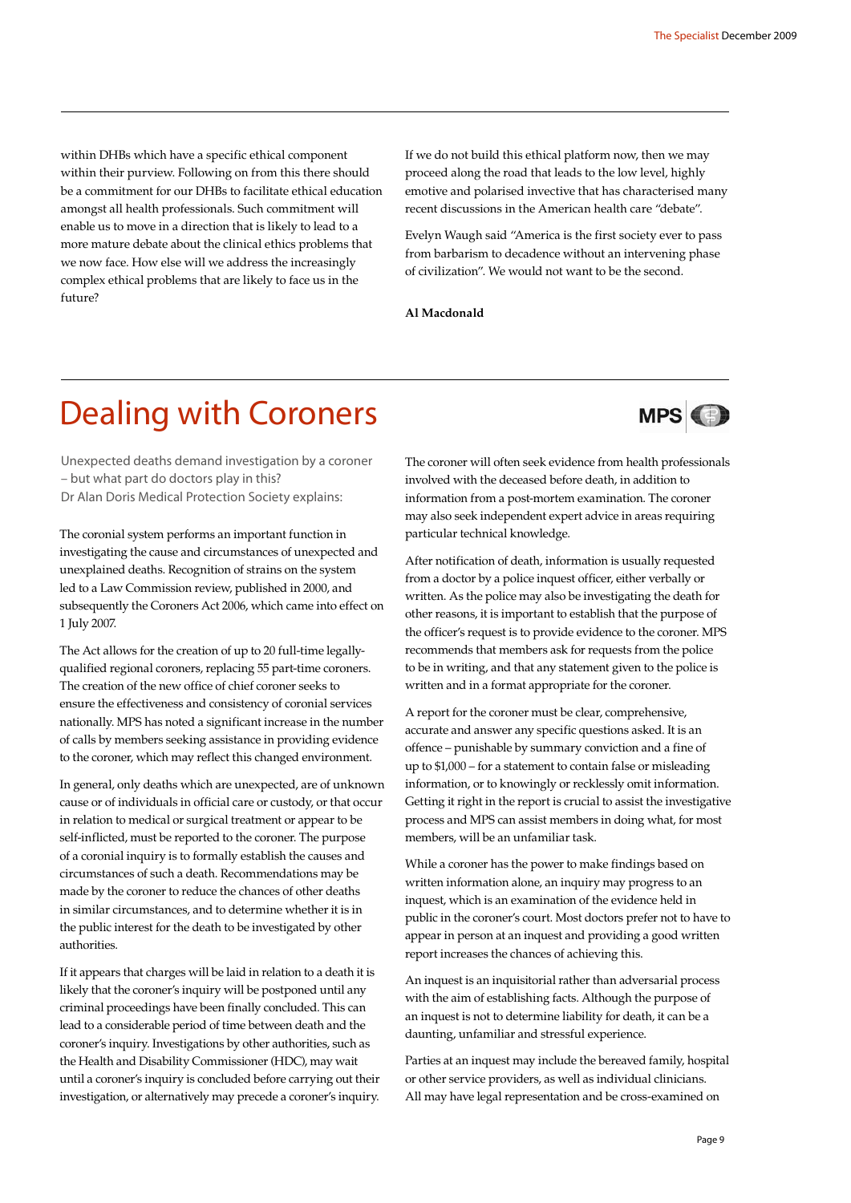within DHBs which have a specific ethical component within their purview. Following on from this there should be a commitment for our DHBs to facilitate ethical education amongst all health professionals. Such commitment will enable us to move in a direction that is likely to lead to a more mature debate about the clinical ethics problems that we now face. How else will we address the increasingly complex ethical problems that are likely to face us in the future?

If we do not build this ethical platform now, then we may proceed along the road that leads to the low level, highly emotive and polarised invective that has characterised many recent discussions in the American health care "debate".

Evelyn Waugh said "America is the first society ever to pass from barbarism to decadence without an intervening phase of civilization". We would not want to be the second.

**Al Macdonald**

# Dealing with Coroners

MPS

Unexpected deaths demand investigation by a coroner – but what part do doctors play in this?
Dr Alan Doris Medical Protection Society explains:

The coronial system performs an important function in investigating the cause and circumstances of unexpected and unexplained deaths. Recognition of strains on the system led to a Law Commission review, published in 2000, and subsequently the Coroners Act 2006, which came into effect on 1 July 2007.

The Act allows for the creation of up to 20 full-time legally-qualified regional coroners, replacing 55 part-time coroners. The creation of the new office of chief coroner seeks to ensure the effectiveness and consistency of coronial services nationally. MPS has noted a significant increase in the number of calls by members seeking assistance in providing evidence to the coroner, which may reflect this changed environment.

In general, only deaths which are unexpected, are of unknown cause or of individuals in official care or custody, or that occur in relation to medical or surgical treatment or appear to be self-inflicted, must be reported to the coroner. The purpose of a coronial inquiry is to formally establish the causes and circumstances of such a death. Recommendations may be made by the coroner to reduce the chances of other deaths in similar circumstances, and to determine whether it is in the public interest for the death to be investigated by other authorities.

If it appears that charges will be laid in relation to a death it is likely that the coroner's inquiry will be postponed until any criminal proceedings have been finally concluded. This can lead to a considerable period of time between death and the coroner's inquiry. Investigations by other authorities, such as the Health and Disability Commissioner (HDC), may wait until a coroner's inquiry is concluded before carrying out their investigation, or alternatively may precede a coroner's inquiry.

The coroner will often seek evidence from health professionals involved with the deceased before death, in addition to information from a post-mortem examination. The coroner may also seek independent expert advice in areas requiring particular technical knowledge.

After notification of death, information is usually requested from a doctor by a police inquest officer, either verbally or written. As the police may also be investigating the death for other reasons, it is important to establish that the purpose of the officer's request is to provide evidence to the coroner. MPS recommends that members ask for requests from the police to be in writing, and that any statement given to the police is written and in a format appropriate for the coroner.

A report for the coroner must be clear, comprehensive, accurate and answer any specific questions asked. It is an offence – punishable by summary conviction and a fine of up to $1,000 – for a statement to contain false or misleading information, or to knowingly or recklessly omit information. Getting it right in the report is crucial to assist the investigative process and MPS can assist members in doing what, for most members, will be an unfamiliar task.

While a coroner has the power to make findings based on written information alone, an inquiry may progress to an inquest, which is an examination of the evidence held in public in the coroner's court. Most doctors prefer not to have to appear in person at an inquest and providing a good written report increases the chances of achieving this.

An inquest is an inquisitorial rather than adversarial process with the aim of establishing facts. Although the purpose of an inquest is not to determine liability for death, it can be a daunting, unfamiliar and stressful experience.

Parties at an inquest may include the bereaved family, hospital or other service providers, as well as individual clinicians. All may have legal representation and be cross-examined on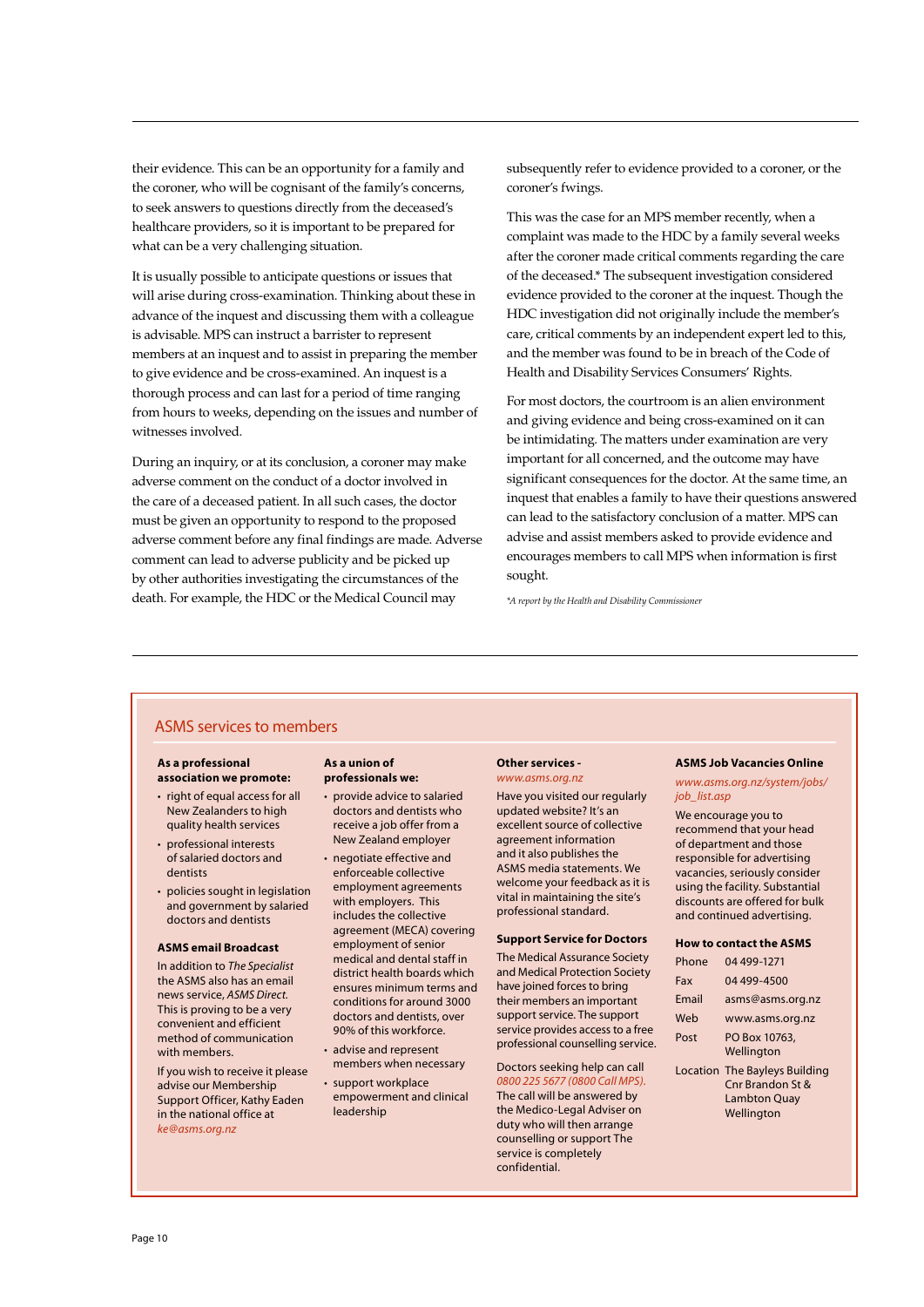their evidence. This can be an opportunity for a family and the coroner, who will be cognisant of the family's concerns, to seek answers to questions directly from the deceased's healthcare providers, so it is important to be prepared for what can be a very challenging situation.

It is usually possible to anticipate questions or issues that will arise during cross-examination. Thinking about these in advance of the inquest and discussing them with a colleague is advisable. MPS can instruct a barrister to represent members at an inquest and to assist in preparing the member to give evidence and be cross-examined. An inquest is a thorough process and can last for a period of time ranging from hours to weeks, depending on the issues and number of witnesses involved.

During an inquiry, or at its conclusion, a coroner may make adverse comment on the conduct of a doctor involved in the care of a deceased patient. In all such cases, the doctor must be given an opportunity to respond to the proposed adverse comment before any final findings are made. Adverse comment can lead to adverse publicity and be picked up by other authorities investigating the circumstances of the death. For example, the HDC or the Medical Council may subsequently refer to evidence provided to a coroner, or the coroner's fwings.

This was the case for an MPS member recently, when a complaint was made to the HDC by a family several weeks after the coroner made critical comments regarding the care of the deceased.* The subsequent investigation considered evidence provided to the coroner at the inquest. Though the HDC investigation did not originally include the member's care, critical comments by an independent expert led to this, and the member was found to be in breach of the Code of Health and Disability Services Consumers' Rights.

For most doctors, the courtroom is an alien environment and giving evidence and being cross-examined on it can be intimidating. The matters under examination are very important for all concerned, and the outcome may have significant consequences for the doctor. At the same time, an inquest that enables a family to have their questions answered can lead to the satisfactory conclusion of a matter. MPS can advise and assist members asked to provide evidence and encourages members to call MPS when information is first sought.

*\*A report by the Health and Disability Commissioner*

## ASMS services to members

**As a professional association we promote:**

- right of equal access for all New Zealanders to high quality health services
- professional interests of salaried doctors and dentists
- policies sought in legislation and government by salaried doctors and dentists

**ASMS email Broadcast**

In addition to *The Specialist* the ASMS also has an email news service, *ASMS Direct*. This is proving to be a very convenient and efficient method of communication with members.

If you wish to receive it please advise our Membership Support Officer, Kathy Eaden in the national office at *ke@asms.org.nz*

**As a union of professionals we:**

- provide advice to salaried doctors and dentists who receive a job offer from a New Zealand employer
- negotiate effective and enforceable collective employment agreements with employers. This includes the collective agreement (MECA) covering employment of senior medical and dental staff in district health boards which ensures minimum terms and conditions for around 3000 doctors and dentists, over 90% of this workforce.
- advise and represent members when necessary
- support workplace empowerment and clinical leadership

**Other services -** *www.asms.org.nz*

Have you visited our regularly updated website? It's an excellent source of collective agreement information and it also publishes the ASMS media statements. We welcome your feedback as it is vital in maintaining the site's professional standard.

**Support Service for Doctors**

The Medical Assurance Society and Medical Protection Society have joined forces to bring their members an important support service. The support service provides access to a free professional counselling service.

Doctors seeking help can call *0800 225 5677 (0800 Call MPS)*. The call will be answered by the Medico-Legal Adviser on duty who will then arrange counselling or support The service is completely confidential.

**ASMS Job Vacancies Online**

*www.asms.org.nz/system/jobs/job_list.asp*

We encourage you to recommend that your head of department and those responsible for advertising vacancies, seriously consider using the facility. Substantial discounts are offered for bulk and continued advertising.

**How to contact the ASMS**

| | |
|---|---|
| Phone | 04 499-1271 |
| Fax | 04 499-4500 |
| Email | asms@asms.org.nz |
| Web | www.asms.org.nz |
| Post | PO Box 10763, Wellington |
| Location | The Bayleys Building Cnr Brandon St & Lambton Quay Wellington |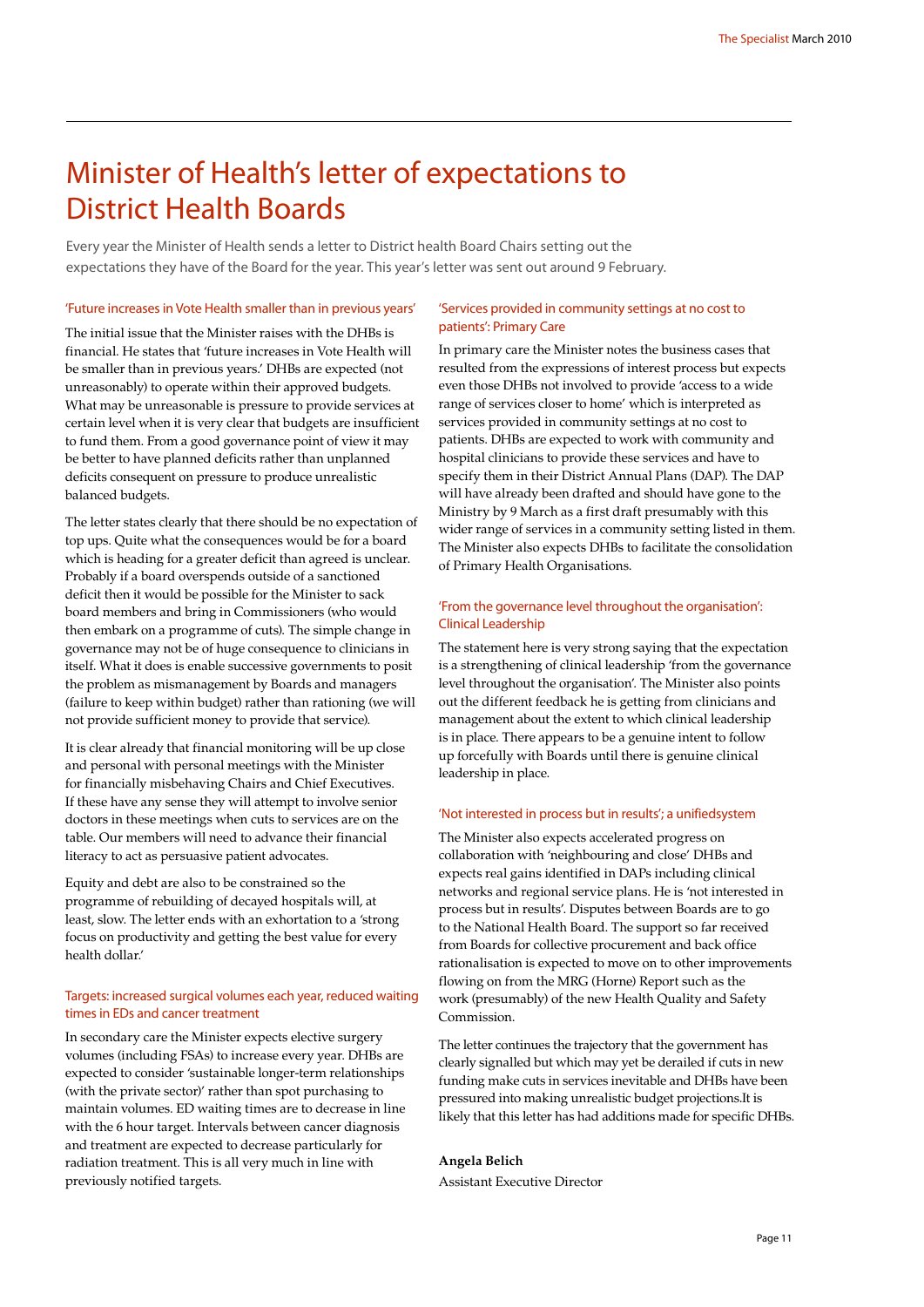# Minister of Health's letter of expectations to District Health Boards

Every year the Minister of Health sends a letter to District health Board Chairs setting out the expectations they have of the Board for the year. This year's letter was sent out around 9 February.

### 'Future increases in Vote Health smaller than in previous years'

The initial issue that the Minister raises with the DHBs is financial. He states that 'future increases in Vote Health will be smaller than in previous years.' DHBs are expected (not unreasonably) to operate within their approved budgets. What may be unreasonable is pressure to provide services at certain level when it is very clear that budgets are insufficient to fund them. From a good governance point of view it may be better to have planned deficits rather than unplanned deficits consequent on pressure to produce unrealistic balanced budgets.

The letter states clearly that there should be no expectation of top ups. Quite what the consequences would be for a board which is heading for a greater deficit than agreed is unclear. Probably if a board overspends outside of a sanctioned deficit then it would be possible for the Minister to sack board members and bring in Commissioners (who would then embark on a programme of cuts). The simple change in governance may not be of huge consequence to clinicians in itself. What it does is enable successive governments to posit the problem as mismanagement by Boards and managers (failure to keep within budget) rather than rationing (we will not provide sufficient money to provide that service).

It is clear already that financial monitoring will be up close and personal with personal meetings with the Minister for financially misbehaving Chairs and Chief Executives. If these have any sense they will attempt to involve senior doctors in these meetings when cuts to services are on the table. Our members will need to advance their financial literacy to act as persuasive patient advocates.

Equity and debt are also to be constrained so the programme of rebuilding of decayed hospitals will, at least, slow. The letter ends with an exhortation to a 'strong focus on productivity and getting the best value for every health dollar.'

### Targets: increased surgical volumes each year, reduced waiting times in EDs and cancer treatment

In secondary care the Minister expects elective surgery volumes (including FSAs) to increase every year. DHBs are expected to consider 'sustainable longer-term relationships (with the private sector)' rather than spot purchasing to maintain volumes. ED waiting times are to decrease in line with the 6 hour target. Intervals between cancer diagnosis and treatment are expected to decrease particularly for radiation treatment. This is all very much in line with previously notified targets.

### 'Services provided in community settings at no cost to patients': Primary Care

In primary care the Minister notes the business cases that resulted from the expressions of interest process but expects even those DHBs not involved to provide 'access to a wide range of services closer to home' which is interpreted as services provided in community settings at no cost to patients. DHBs are expected to work with community and hospital clinicians to provide these services and have to specify them in their District Annual Plans (DAP). The DAP will have already been drafted and should have gone to the Ministry by 9 March as a first draft presumably with this wider range of services in a community setting listed in them. The Minister also expects DHBs to facilitate the consolidation of Primary Health Organisations.

### 'From the governance level throughout the organisation': Clinical Leadership

The statement here is very strong saying that the expectation is a strengthening of clinical leadership 'from the governance level throughout the organisation'. The Minister also points out the different feedback he is getting from clinicians and management about the extent to which clinical leadership is in place. There appears to be a genuine intent to follow up forcefully with Boards until there is genuine clinical leadership in place.

### 'Not interested in process but in results'; a unifiedsystem

The Minister also expects accelerated progress on collaboration with 'neighbouring and close' DHBs and expects real gains identified in DAPs including clinical networks and regional service plans. He is 'not interested in process but in results'. Disputes between Boards are to go to the National Health Board. The support so far received from Boards for collective procurement and back office rationalisation is expected to move on to other improvements flowing on from the MRG (Horne) Report such as the work (presumably) of the new Health Quality and Safety Commission.

The letter continues the trajectory that the government has clearly signalled but which may yet be derailed if cuts in new funding make cuts in services inevitable and DHBs have been pressured into making unrealistic budget projections.It is likely that this letter has had additions made for specific DHBs.

**Angela Belich**
Assistant Executive Director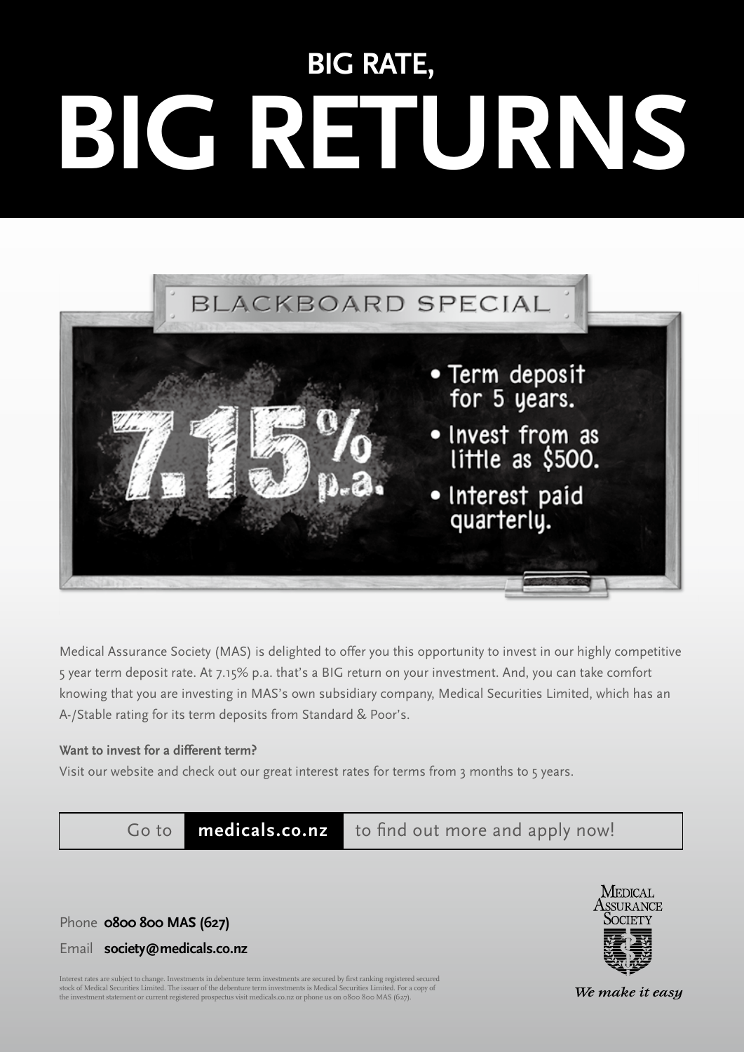# BIG RATE,
# BIG RETURNS

BLACKBOARD SPECIAL

7.15% p.a.

- Term deposit for 5 years.
- Invest from as little as $500.
- Interest paid quarterly.

Medical Assurance Society (MAS) is delighted to offer you this opportunity to invest in our highly competitive 5 year term deposit rate. At 7.15% p.a. that's a BIG return on your investment. And, you can take comfort knowing that you are investing in MAS's own subsidiary company, Medical Securities Limited, which has an A-/Stable rating for its term deposits from Standard & Poor's.

**Want to invest for a different term?**

Visit our website and check out our great interest rates for terms from 3 months to 5 years.

Go to **medicals.co.nz** to find out more and apply now!

Phone **0800 800 MAS (627)**

Email **society@medicals.co.nz**

Interest rates are subject to change. Investments in debenture term investments are secured by first ranking registered secured stock of Medical Securities Limited. The issuer of the debenture term investments is Medical Securities Limited. For a copy of the investment statement or current registered prospectus visit medicals.co.nz or phone us on 0800 800 MAS (627).

Medical Assurance Society

*We make it easy*